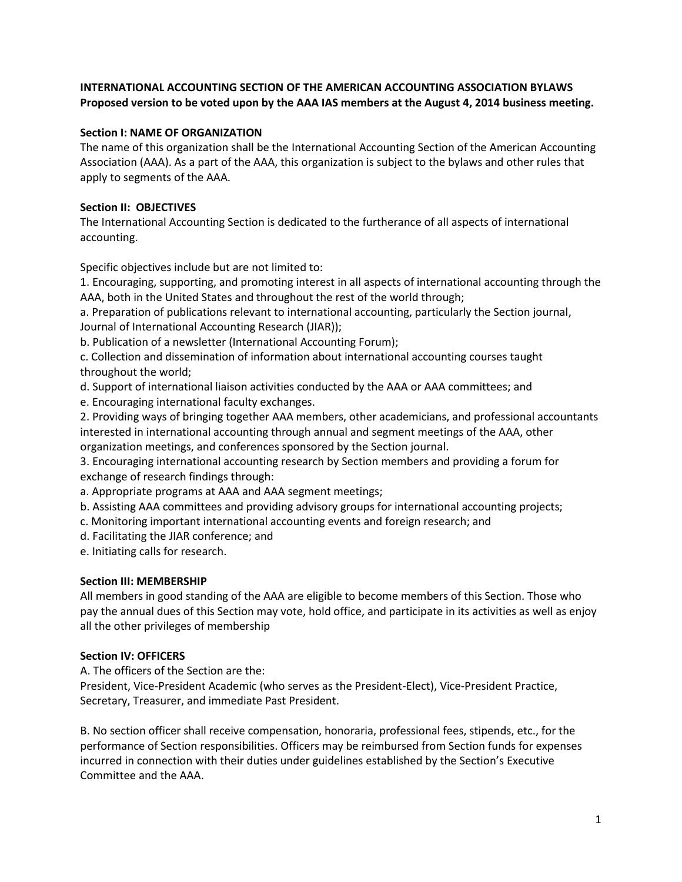**INTERNATIONAL ACCOUNTING SECTION OF THE AMERICAN ACCOUNTING ASSOCIATION BYLAWS**
**Proposed version to be voted upon by the AAA IAS members at the August 4, 2014 business meeting.**

## Section I: NAME OF ORGANIZATION

The name of this organization shall be the International Accounting Section of the American Accounting Association (AAA). As a part of the AAA, this organization is subject to the bylaws and other rules that apply to segments of the AAA.

## Section II: OBJECTIVES

The International Accounting Section is dedicated to the furtherance of all aspects of international accounting.

Specific objectives include but are not limited to:

1. Encouraging, supporting, and promoting interest in all aspects of international accounting through the AAA, both in the United States and throughout the rest of the world through;

a. Preparation of publications relevant to international accounting, particularly the Section journal, Journal of International Accounting Research (JIAR));

b. Publication of a newsletter (International Accounting Forum);

c. Collection and dissemination of information about international accounting courses taught throughout the world;

d. Support of international liaison activities conducted by the AAA or AAA committees; and

e. Encouraging international faculty exchanges.

2. Providing ways of bringing together AAA members, other academicians, and professional accountants interested in international accounting through annual and segment meetings of the AAA, other organization meetings, and conferences sponsored by the Section journal.

3. Encouraging international accounting research by Section members and providing a forum for exchange of research findings through:

a. Appropriate programs at AAA and AAA segment meetings;

b. Assisting AAA committees and providing advisory groups for international accounting projects;

c. Monitoring important international accounting events and foreign research; and

d. Facilitating the JIAR conference; and

e. Initiating calls for research.

## Section III: MEMBERSHIP

All members in good standing of the AAA are eligible to become members of this Section. Those who pay the annual dues of this Section may vote, hold office, and participate in its activities as well as enjoy all the other privileges of membership

## Section IV: OFFICERS

A. The officers of the Section are the:
President, Vice-President Academic (who serves as the President-Elect), Vice-President Practice, Secretary, Treasurer, and immediate Past President.

B. No section officer shall receive compensation, honoraria, professional fees, stipends, etc., for the performance of Section responsibilities. Officers may be reimbursed from Section funds for expenses incurred in connection with their duties under guidelines established by the Section's Executive Committee and the AAA.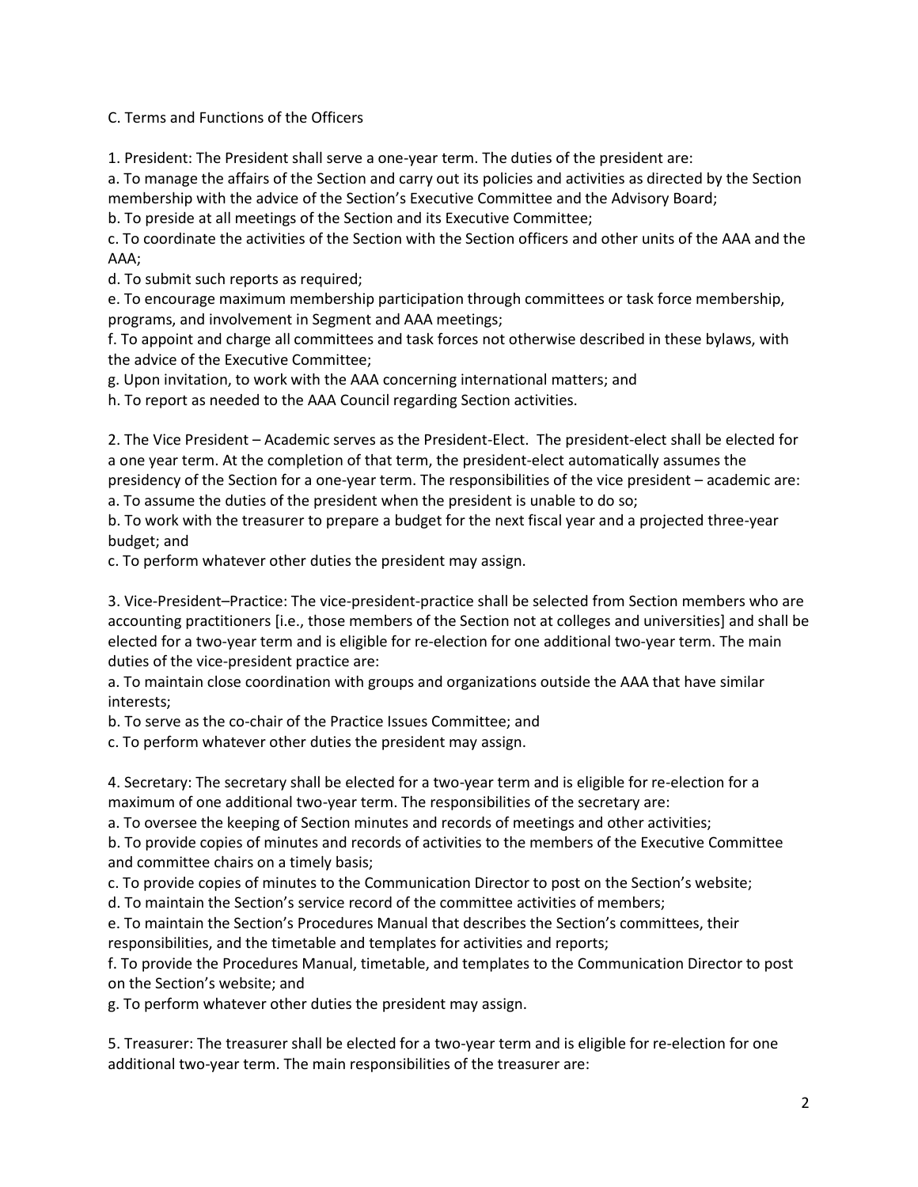### C. Terms and Functions of the Officers

1. President: The President shall serve a one-year term. The duties of the president are:

a. To manage the affairs of the Section and carry out its policies and activities as directed by the Section membership with the advice of the Section's Executive Committee and the Advisory Board;

b. To preside at all meetings of the Section and its Executive Committee;

c. To coordinate the activities of the Section with the Section officers and other units of the AAA and the AAA;

d. To submit such reports as required;

e. To encourage maximum membership participation through committees or task force membership, programs, and involvement in Segment and AAA meetings;

f. To appoint and charge all committees and task forces not otherwise described in these bylaws, with the advice of the Executive Committee;

g. Upon invitation, to work with the AAA concerning international matters; and

h. To report as needed to the AAA Council regarding Section activities.

2. The Vice President – Academic serves as the President-Elect. The president-elect shall be elected for a one year term. At the completion of that term, the president-elect automatically assumes the presidency of the Section for a one-year term. The responsibilities of the vice president – academic are:

a. To assume the duties of the president when the president is unable to do so;

b. To work with the treasurer to prepare a budget for the next fiscal year and a projected three-year budget; and

c. To perform whatever other duties the president may assign.

3. Vice-President–Practice: The vice-president-practice shall be selected from Section members who are accounting practitioners [i.e., those members of the Section not at colleges and universities] and shall be elected for a two-year term and is eligible for re-election for one additional two-year term. The main duties of the vice-president practice are:

a. To maintain close coordination with groups and organizations outside the AAA that have similar interests;

b. To serve as the co-chair of the Practice Issues Committee; and

c. To perform whatever other duties the president may assign.

4. Secretary: The secretary shall be elected for a two-year term and is eligible for re-election for a maximum of one additional two-year term. The responsibilities of the secretary are:

a. To oversee the keeping of Section minutes and records of meetings and other activities;

b. To provide copies of minutes and records of activities to the members of the Executive Committee and committee chairs on a timely basis;

c. To provide copies of minutes to the Communication Director to post on the Section's website;

d. To maintain the Section's service record of the committee activities of members;

e. To maintain the Section's Procedures Manual that describes the Section's committees, their responsibilities, and the timetable and templates for activities and reports;

f. To provide the Procedures Manual, timetable, and templates to the Communication Director to post on the Section's website; and

g. To perform whatever other duties the president may assign.

5. Treasurer: The treasurer shall be elected for a two-year term and is eligible for re-election for one additional two-year term. The main responsibilities of the treasurer are: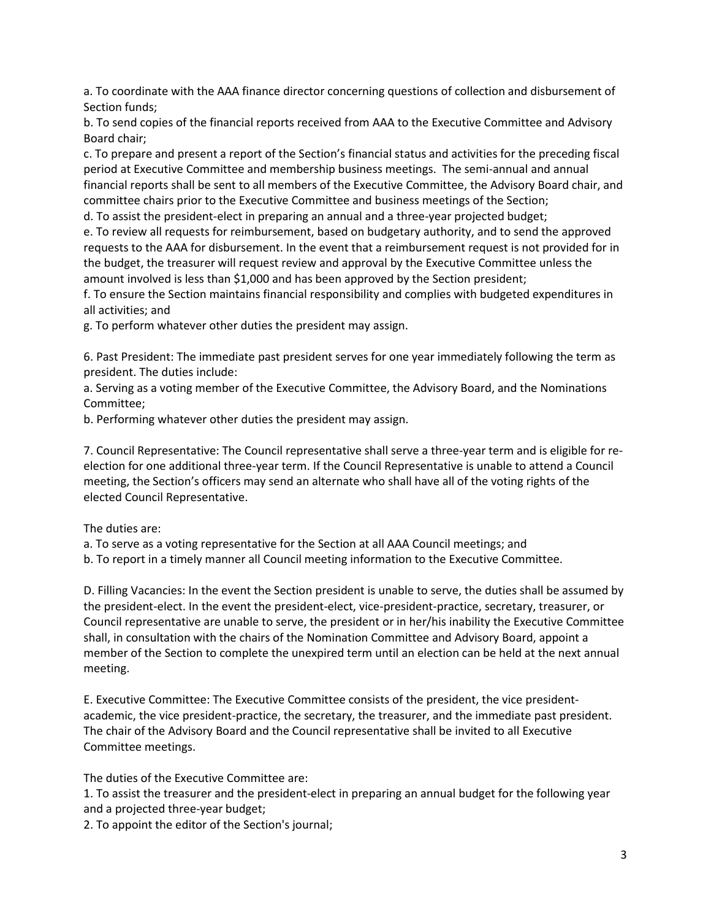a. To coordinate with the AAA finance director concerning questions of collection and disbursement of Section funds;

b. To send copies of the financial reports received from AAA to the Executive Committee and Advisory Board chair;

c. To prepare and present a report of the Section's financial status and activities for the preceding fiscal period at Executive Committee and membership business meetings. The semi-annual and annual financial reports shall be sent to all members of the Executive Committee, the Advisory Board chair, and committee chairs prior to the Executive Committee and business meetings of the Section;

d. To assist the president-elect in preparing an annual and a three-year projected budget;

e. To review all requests for reimbursement, based on budgetary authority, and to send the approved requests to the AAA for disbursement. In the event that a reimbursement request is not provided for in the budget, the treasurer will request review and approval by the Executive Committee unless the amount involved is less than $1,000 and has been approved by the Section president;

f. To ensure the Section maintains financial responsibility and complies with budgeted expenditures in all activities; and

g. To perform whatever other duties the president may assign.

6. Past President: The immediate past president serves for one year immediately following the term as president. The duties include:

a. Serving as a voting member of the Executive Committee, the Advisory Board, and the Nominations Committee;

b. Performing whatever other duties the president may assign.

7. Council Representative: The Council representative shall serve a three-year term and is eligible for re-election for one additional three-year term. If the Council Representative is unable to attend a Council meeting, the Section's officers may send an alternate who shall have all of the voting rights of the elected Council Representative.

The duties are:

a. To serve as a voting representative for the Section at all AAA Council meetings; and

b. To report in a timely manner all Council meeting information to the Executive Committee.

D. Filling Vacancies: In the event the Section president is unable to serve, the duties shall be assumed by the president-elect. In the event the president-elect, vice-president-practice, secretary, treasurer, or Council representative are unable to serve, the president or in her/his inability the Executive Committee shall, in consultation with the chairs of the Nomination Committee and Advisory Board, appoint a member of the Section to complete the unexpired term until an election can be held at the next annual meeting.

E. Executive Committee: The Executive Committee consists of the president, the vice president-academic, the vice president-practice, the secretary, the treasurer, and the immediate past president. The chair of the Advisory Board and the Council representative shall be invited to all Executive Committee meetings.

The duties of the Executive Committee are:

1. To assist the treasurer and the president-elect in preparing an annual budget for the following year and a projected three-year budget;
2. To appoint the editor of the Section's journal;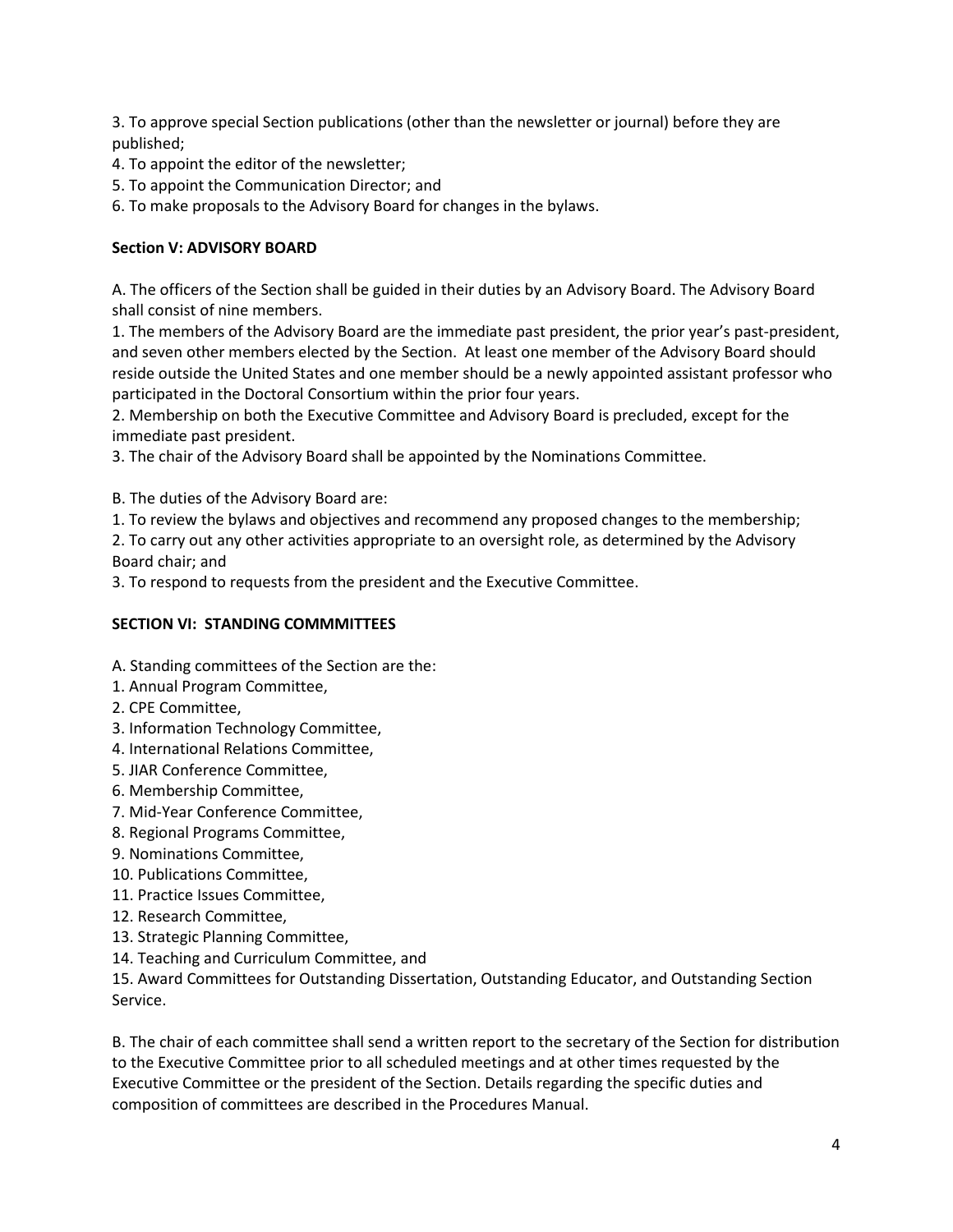3. To approve special Section publications (other than the newsletter or journal) before they are published;
4. To appoint the editor of the newsletter;
5. To appoint the Communication Director; and
6. To make proposals to the Advisory Board for changes in the bylaws.

**Section V: ADVISORY BOARD**

A. The officers of the Section shall be guided in their duties by an Advisory Board. The Advisory Board shall consist of nine members.
1. The members of the Advisory Board are the immediate past president, the prior year's past-president, and seven other members elected by the Section. At least one member of the Advisory Board should reside outside the United States and one member should be a newly appointed assistant professor who participated in the Doctoral Consortium within the prior four years.
2. Membership on both the Executive Committee and Advisory Board is precluded, except for the immediate past president.
3. The chair of the Advisory Board shall be appointed by the Nominations Committee.

B. The duties of the Advisory Board are:
1. To review the bylaws and objectives and recommend any proposed changes to the membership;
2. To carry out any other activities appropriate to an oversight role, as determined by the Advisory Board chair; and
3. To respond to requests from the president and the Executive Committee.

**SECTION VI: STANDING COMMMITTEES**

A. Standing committees of the Section are the:
1. Annual Program Committee,
2. CPE Committee,
3. Information Technology Committee,
4. International Relations Committee,
5. JIAR Conference Committee,
6. Membership Committee,
7. Mid-Year Conference Committee,
8. Regional Programs Committee,
9. Nominations Committee,
10. Publications Committee,
11. Practice Issues Committee,
12. Research Committee,
13. Strategic Planning Committee,
14. Teaching and Curriculum Committee, and
15. Award Committees for Outstanding Dissertation, Outstanding Educator, and Outstanding Section Service.

B. The chair of each committee shall send a written report to the secretary of the Section for distribution to the Executive Committee prior to all scheduled meetings and at other times requested by the Executive Committee or the president of the Section. Details regarding the specific duties and composition of committees are described in the Procedures Manual.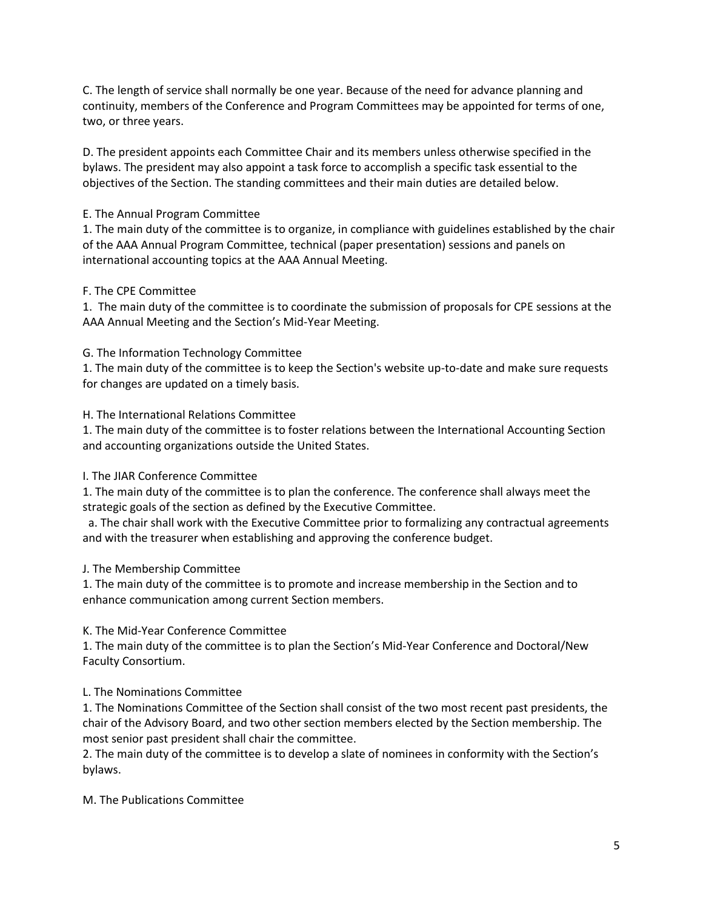C. The length of service shall normally be one year. Because of the need for advance planning and continuity, members of the Conference and Program Committees may be appointed for terms of one, two, or three years.

D. The president appoints each Committee Chair and its members unless otherwise specified in the bylaws. The president may also appoint a task force to accomplish a specific task essential to the objectives of the Section. The standing committees and their main duties are detailed below.

E. The Annual Program Committee

1. The main duty of the committee is to organize, in compliance with guidelines established by the chair of the AAA Annual Program Committee, technical (paper presentation) sessions and panels on international accounting topics at the AAA Annual Meeting.

F. The CPE Committee

1. The main duty of the committee is to coordinate the submission of proposals for CPE sessions at the AAA Annual Meeting and the Section's Mid-Year Meeting.

G. The Information Technology Committee

1. The main duty of the committee is to keep the Section's website up-to-date and make sure requests for changes are updated on a timely basis.

H. The International Relations Committee

1. The main duty of the committee is to foster relations between the International Accounting Section and accounting organizations outside the United States.

I. The JIAR Conference Committee

1. The main duty of the committee is to plan the conference. The conference shall always meet the strategic goals of the section as defined by the Executive Committee.

   a. The chair shall work with the Executive Committee prior to formalizing any contractual agreements and with the treasurer when establishing and approving the conference budget.

J. The Membership Committee

1. The main duty of the committee is to promote and increase membership in the Section and to enhance communication among current Section members.

K. The Mid-Year Conference Committee

1. The main duty of the committee is to plan the Section's Mid-Year Conference and Doctoral/New Faculty Consortium.

L. The Nominations Committee

1. The Nominations Committee of the Section shall consist of the two most recent past presidents, the chair of the Advisory Board, and two other section members elected by the Section membership. The most senior past president shall chair the committee.
2. The main duty of the committee is to develop a slate of nominees in conformity with the Section's bylaws.

M. The Publications Committee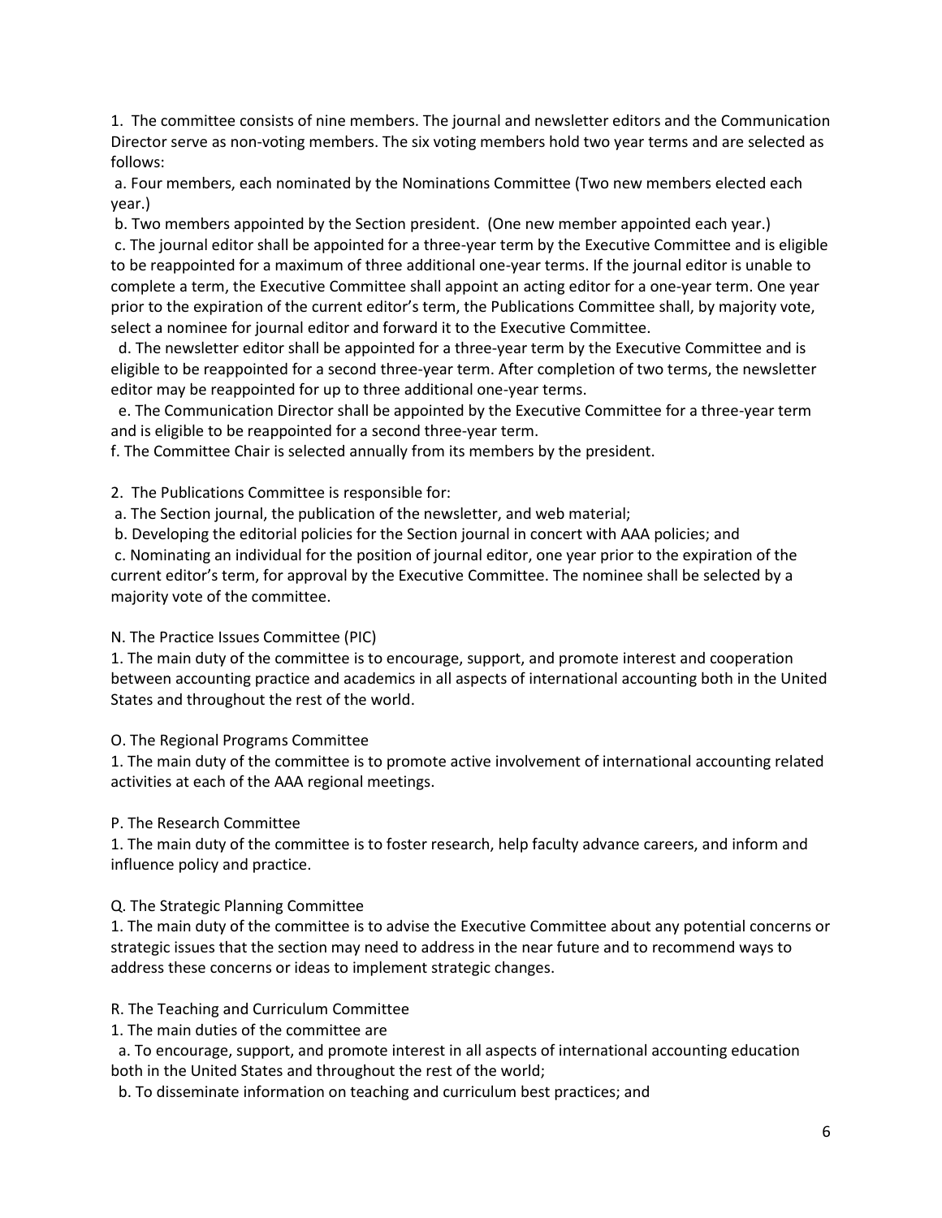1. The committee consists of nine members. The journal and newsletter editors and the Communication Director serve as non-voting members. The six voting members hold two year terms and are selected as follows:

   a. Four members, each nominated by the Nominations Committee (Two new members elected each year.)

   b. Two members appointed by the Section president. (One new member appointed each year.)

   c. The journal editor shall be appointed for a three-year term by the Executive Committee and is eligible to be reappointed for a maximum of three additional one-year terms. If the journal editor is unable to complete a term, the Executive Committee shall appoint an acting editor for a one-year term. One year prior to the expiration of the current editor's term, the Publications Committee shall, by majority vote, select a nominee for journal editor and forward it to the Executive Committee.

   d. The newsletter editor shall be appointed for a three-year term by the Executive Committee and is eligible to be reappointed for a second three-year term. After completion of two terms, the newsletter editor may be reappointed for up to three additional one-year terms.

   e. The Communication Director shall be appointed by the Executive Committee for a three-year term and is eligible to be reappointed for a second three-year term.

   f. The Committee Chair is selected annually from its members by the president.

2. The Publications Committee is responsible for:

   a. The Section journal, the publication of the newsletter, and web material;

   b. Developing the editorial policies for the Section journal in concert with AAA policies; and

   c. Nominating an individual for the position of journal editor, one year prior to the expiration of the current editor's term, for approval by the Executive Committee. The nominee shall be selected by a majority vote of the committee.

N. The Practice Issues Committee (PIC)

1. The main duty of the committee is to encourage, support, and promote interest and cooperation between accounting practice and academics in all aspects of international accounting both in the United States and throughout the rest of the world.

O. The Regional Programs Committee

1. The main duty of the committee is to promote active involvement of international accounting related activities at each of the AAA regional meetings.

P. The Research Committee

1. The main duty of the committee is to foster research, help faculty advance careers, and inform and influence policy and practice.

Q. The Strategic Planning Committee

1. The main duty of the committee is to advise the Executive Committee about any potential concerns or strategic issues that the section may need to address in the near future and to recommend ways to address these concerns or ideas to implement strategic changes.

R. The Teaching and Curriculum Committee

1. The main duties of the committee are

   a. To encourage, support, and promote interest in all aspects of international accounting education both in the United States and throughout the rest of the world;

   b. To disseminate information on teaching and curriculum best practices; and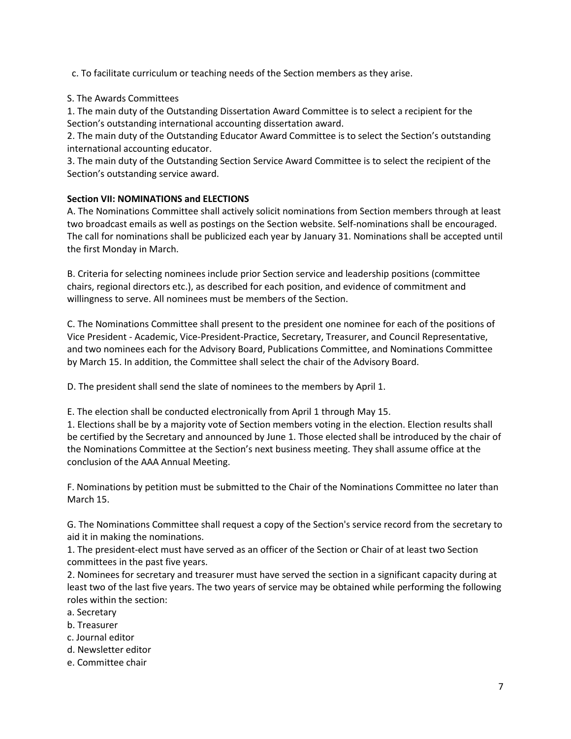c. To facilitate curriculum or teaching needs of the Section members as they arise.

S. The Awards Committees

1. The main duty of the Outstanding Dissertation Award Committee is to select a recipient for the Section's outstanding international accounting dissertation award.
2. The main duty of the Outstanding Educator Award Committee is to select the Section's outstanding international accounting educator.
3. The main duty of the Outstanding Section Service Award Committee is to select the recipient of the Section's outstanding service award.

**Section VII: NOMINATIONS and ELECTIONS**

A. The Nominations Committee shall actively solicit nominations from Section members through at least two broadcast emails as well as postings on the Section website. Self-nominations shall be encouraged. The call for nominations shall be publicized each year by January 31. Nominations shall be accepted until the first Monday in March.

B. Criteria for selecting nominees include prior Section service and leadership positions (committee chairs, regional directors etc.), as described for each position, and evidence of commitment and willingness to serve. All nominees must be members of the Section.

C. The Nominations Committee shall present to the president one nominee for each of the positions of Vice President - Academic, Vice-President-Practice, Secretary, Treasurer, and Council Representative, and two nominees each for the Advisory Board, Publications Committee, and Nominations Committee by March 15. In addition, the Committee shall select the chair of the Advisory Board.

D. The president shall send the slate of nominees to the members by April 1.

E. The election shall be conducted electronically from April 1 through May 15.

1. Elections shall be by a majority vote of Section members voting in the election. Election results shall be certified by the Secretary and announced by June 1. Those elected shall be introduced by the chair of the Nominations Committee at the Section's next business meeting. They shall assume office at the conclusion of the AAA Annual Meeting.

F. Nominations by petition must be submitted to the Chair of the Nominations Committee no later than March 15.

G. The Nominations Committee shall request a copy of the Section's service record from the secretary to aid it in making the nominations.

1. The president-elect must have served as an officer of the Section or Chair of at least two Section committees in the past five years.
2. Nominees for secretary and treasurer must have served the section in a significant capacity during at least two of the last five years. The two years of service may be obtained while performing the following roles within the section:
   a. Secretary
   b. Treasurer
   c. Journal editor
   d. Newsletter editor
   e. Committee chair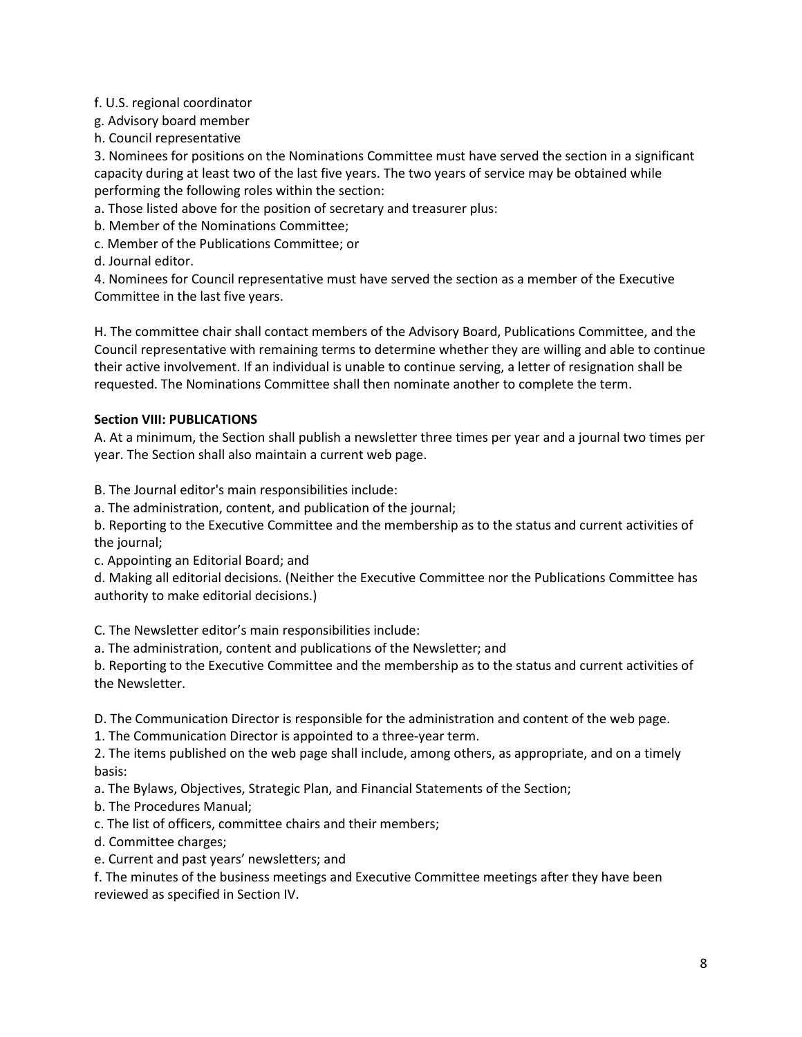f. U.S. regional coordinator
g. Advisory board member
h. Council representative

3. Nominees for positions on the Nominations Committee must have served the section in a significant capacity during at least two of the last five years. The two years of service may be obtained while performing the following roles within the section:
a. Those listed above for the position of secretary and treasurer plus:
b. Member of the Nominations Committee;
c. Member of the Publications Committee; or
d. Journal editor.

4. Nominees for Council representative must have served the section as a member of the Executive Committee in the last five years.

H. The committee chair shall contact members of the Advisory Board, Publications Committee, and the Council representative with remaining terms to determine whether they are willing and able to continue their active involvement. If an individual is unable to continue serving, a letter of resignation shall be requested. The Nominations Committee shall then nominate another to complete the term.

**Section VIII: PUBLICATIONS**

A. At a minimum, the Section shall publish a newsletter three times per year and a journal two times per year. The Section shall also maintain a current web page.

B. The Journal editor's main responsibilities include:
a. The administration, content, and publication of the journal;
b. Reporting to the Executive Committee and the membership as to the status and current activities of the journal;
c. Appointing an Editorial Board; and
d. Making all editorial decisions. (Neither the Executive Committee nor the Publications Committee has authority to make editorial decisions.)

C. The Newsletter editor's main responsibilities include:
a. The administration, content and publications of the Newsletter; and
b. Reporting to the Executive Committee and the membership as to the status and current activities of the Newsletter.

D. The Communication Director is responsible for the administration and content of the web page.
1. The Communication Director is appointed to a three-year term.
2. The items published on the web page shall include, among others, as appropriate, and on a timely basis:
a. The Bylaws, Objectives, Strategic Plan, and Financial Statements of the Section;
b. The Procedures Manual;
c. The list of officers, committee chairs and their members;
d. Committee charges;
e. Current and past years' newsletters; and
f. The minutes of the business meetings and Executive Committee meetings after they have been reviewed as specified in Section IV.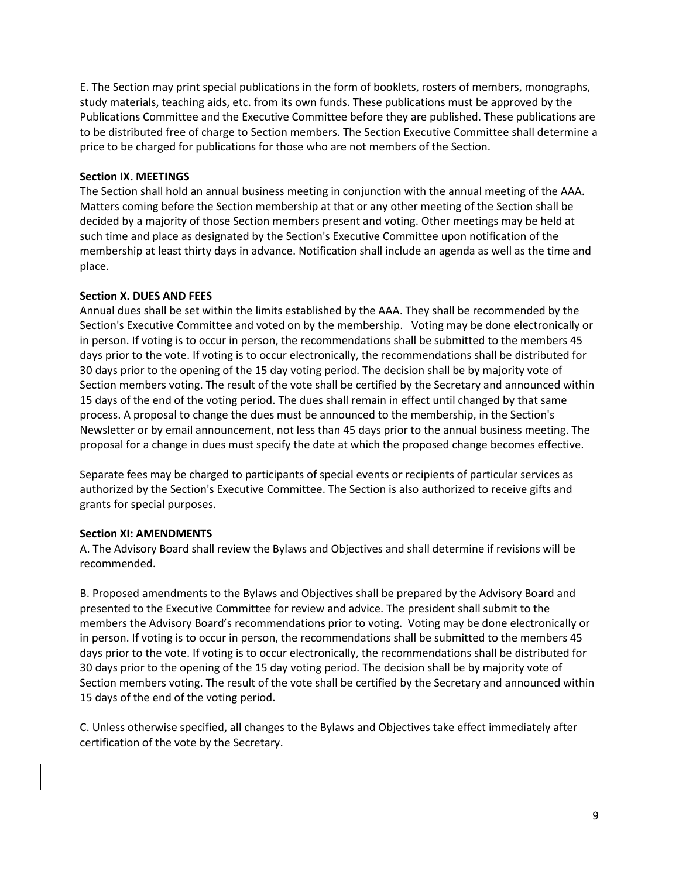E. The Section may print special publications in the form of booklets, rosters of members, monographs, study materials, teaching aids, etc. from its own funds. These publications must be approved by the Publications Committee and the Executive Committee before they are published. These publications are to be distributed free of charge to Section members. The Section Executive Committee shall determine a price to be charged for publications for those who are not members of the Section.

**Section IX. MEETINGS**

The Section shall hold an annual business meeting in conjunction with the annual meeting of the AAA. Matters coming before the Section membership at that or any other meeting of the Section shall be decided by a majority of those Section members present and voting. Other meetings may be held at such time and place as designated by the Section's Executive Committee upon notification of the membership at least thirty days in advance. Notification shall include an agenda as well as the time and place.

**Section X. DUES AND FEES**

Annual dues shall be set within the limits established by the AAA. They shall be recommended by the Section's Executive Committee and voted on by the membership. Voting may be done electronically or in person. If voting is to occur in person, the recommendations shall be submitted to the members 45 days prior to the vote. If voting is to occur electronically, the recommendations shall be distributed for 30 days prior to the opening of the 15 day voting period. The decision shall be by majority vote of Section members voting. The result of the vote shall be certified by the Secretary and announced within 15 days of the end of the voting period. The dues shall remain in effect until changed by that same process. A proposal to change the dues must be announced to the membership, in the Section's Newsletter or by email announcement, not less than 45 days prior to the annual business meeting. The proposal for a change in dues must specify the date at which the proposed change becomes effective.

Separate fees may be charged to participants of special events or recipients of particular services as authorized by the Section's Executive Committee. The Section is also authorized to receive gifts and grants for special purposes.

**Section XI: AMENDMENTS**

A. The Advisory Board shall review the Bylaws and Objectives and shall determine if revisions will be recommended.

B. Proposed amendments to the Bylaws and Objectives shall be prepared by the Advisory Board and presented to the Executive Committee for review and advice. The president shall submit to the members the Advisory Board's recommendations prior to voting. Voting may be done electronically or in person. If voting is to occur in person, the recommendations shall be submitted to the members 45 days prior to the vote. If voting is to occur electronically, the recommendations shall be distributed for 30 days prior to the opening of the 15 day voting period. The decision shall be by majority vote of Section members voting. The result of the vote shall be certified by the Secretary and announced within 15 days of the end of the voting period.

C. Unless otherwise specified, all changes to the Bylaws and Objectives take effect immediately after certification of the vote by the Secretary.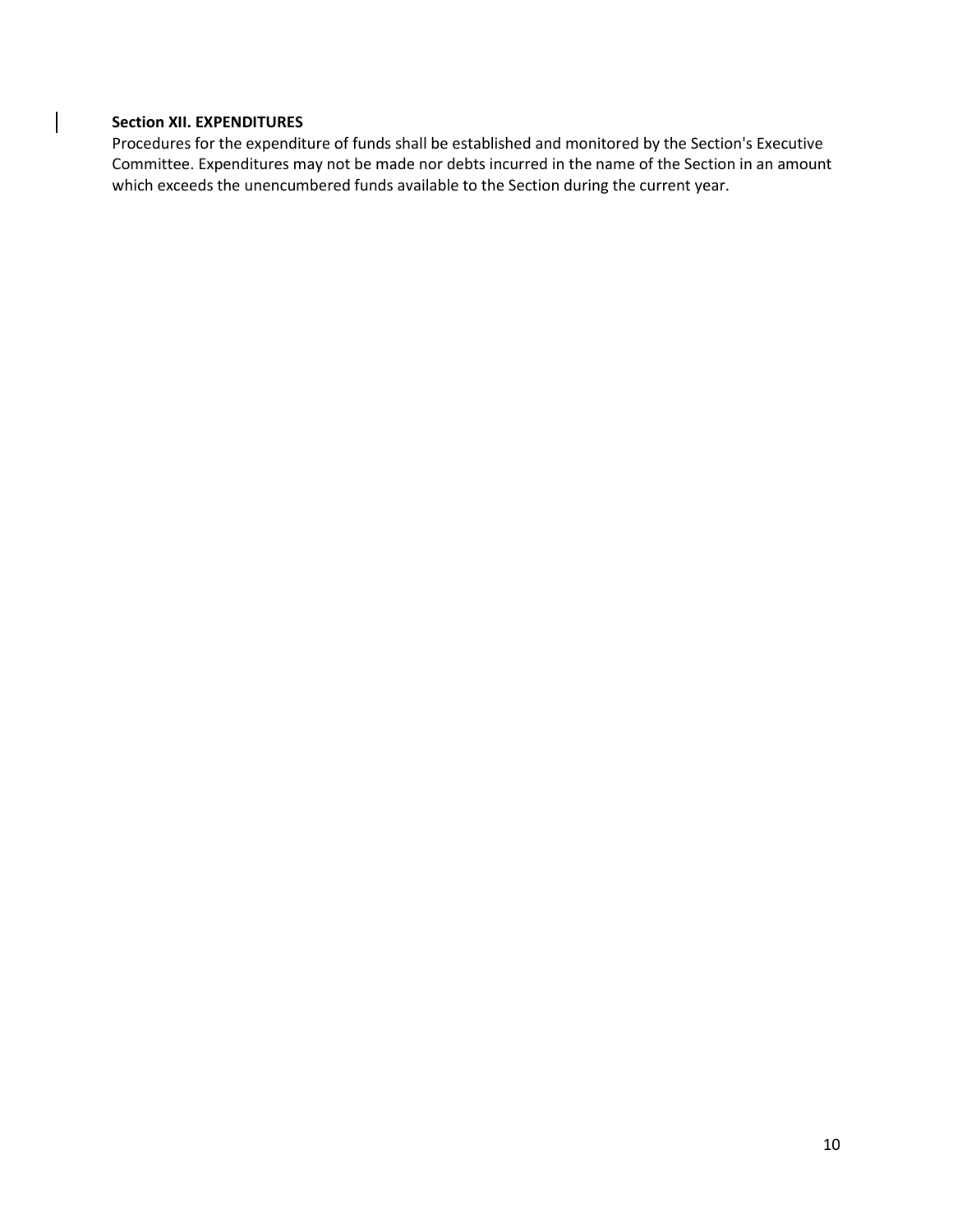**Section XII. EXPENDITURES**

Procedures for the expenditure of funds shall be established and monitored by the Section's Executive Committee. Expenditures may not be made nor debts incurred in the name of the Section in an amount which exceeds the unencumbered funds available to the Section during the current year.